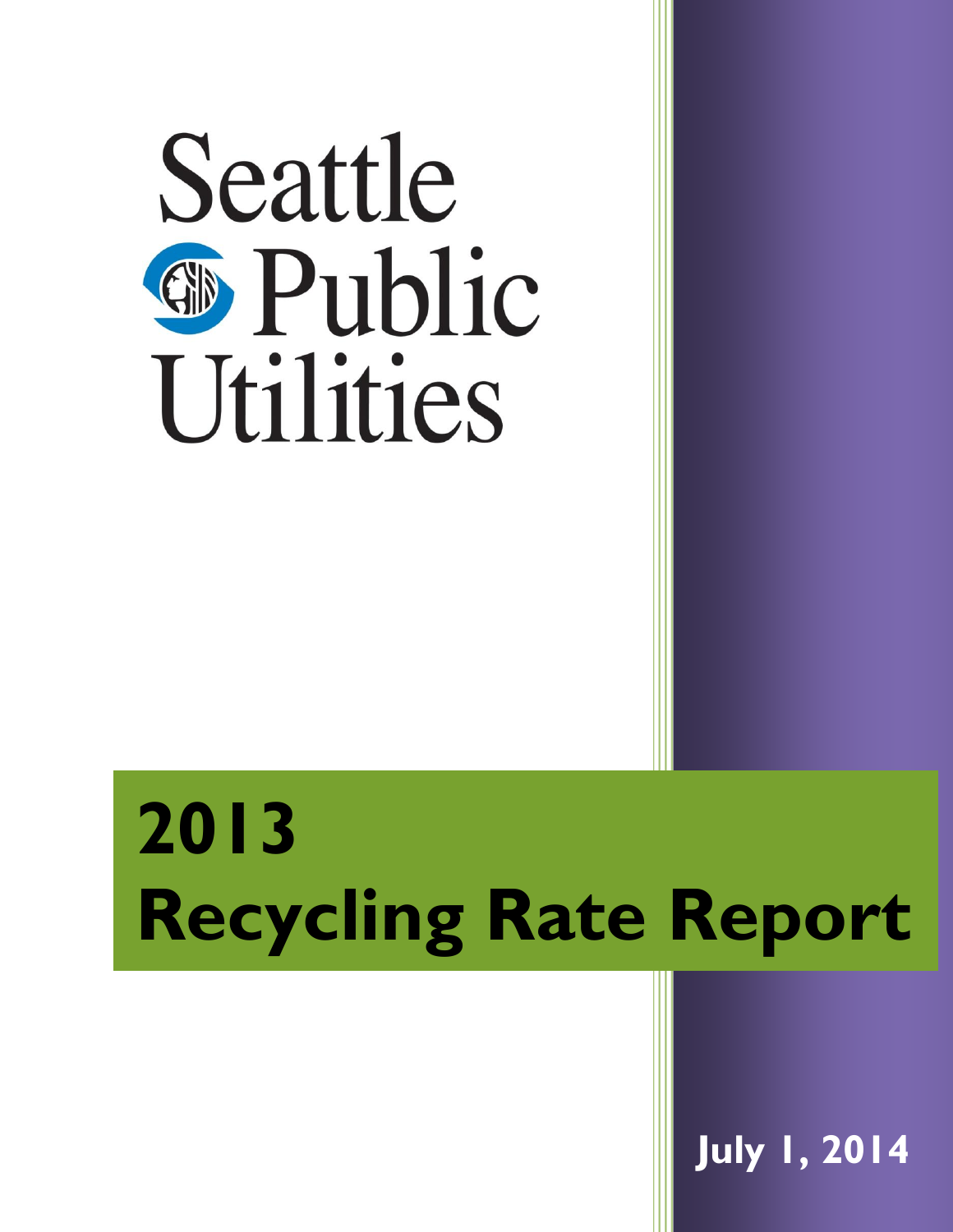Seattle Public Utilities

# 2013 Recycling Rate Report

July 1, 2014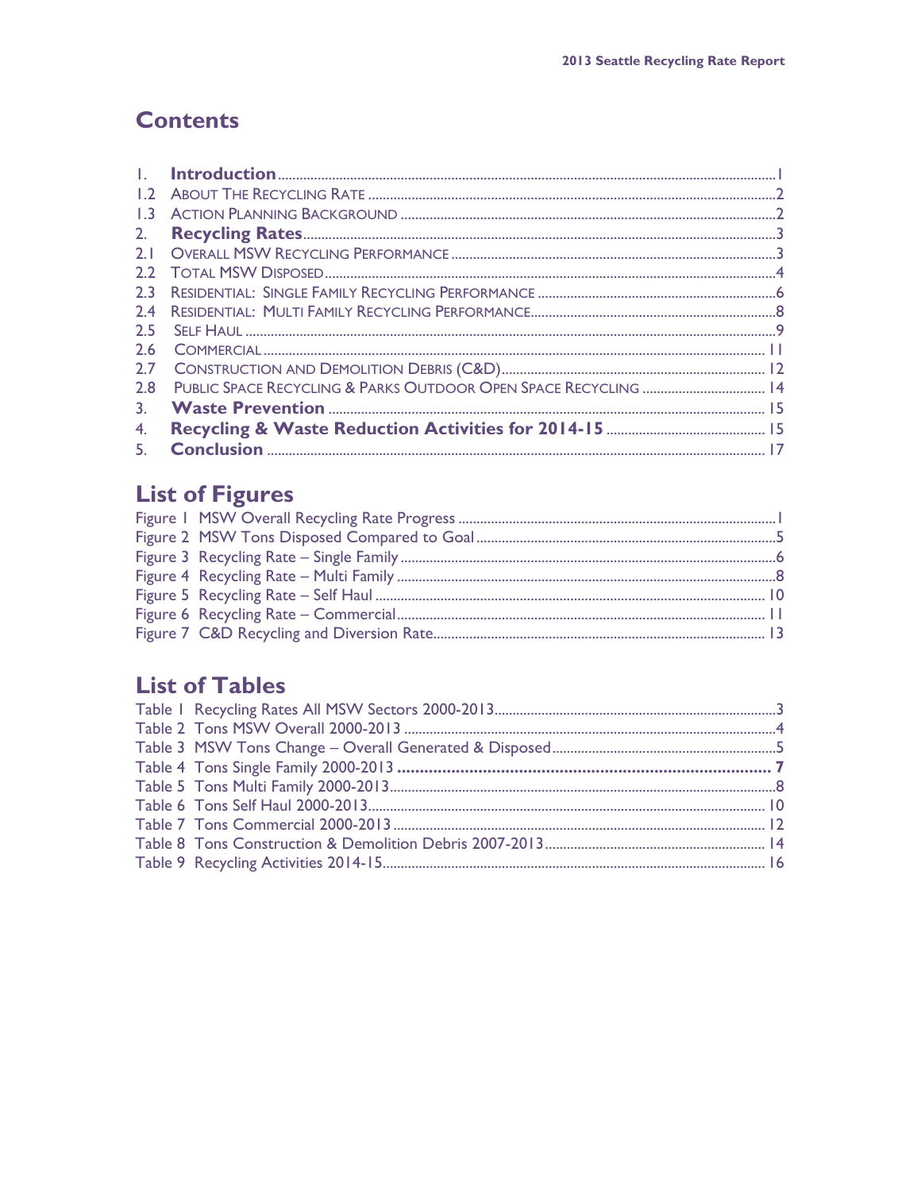## Contents

| | | |
|---|---|---|
| 1. | **Introduction** | 1 |
| 1.2 | About The Recycling Rate | 2 |
| 1.3 | Action Planning Background | 2 |
| 2. | **Recycling Rates** | 3 |
| 2.1 | Overall MSW Recycling Performance | 3 |
| 2.2 | Total MSW Disposed | 4 |
| 2.3 | Residential: Single Family Recycling Performance | 6 |
| 2.4 | Residential: Multi Family Recycling Performance | 8 |
| 2.5 | Self Haul | 9 |
| 2.6 | Commercial | 11 |
| 2.7 | Construction and Demolition Debris (C&D) | 12 |
| 2.8 | Public Space Recycling & Parks Outdoor Open Space Recycling | 14 |
| 3. | **Waste Prevention** | 15 |
| 4. | **Recycling & Waste Reduction Activities for 2014-15** | 15 |
| 5. | **Conclusion** | 17 |

## List of Figures

| | |
|---|---|
| Figure 1 MSW Overall Recycling Rate Progress | 1 |
| Figure 2 MSW Tons Disposed Compared to Goal | 5 |
| Figure 3 Recycling Rate – Single Family | 6 |
| Figure 4 Recycling Rate – Multi Family | 8 |
| Figure 5 Recycling Rate – Self Haul | 10 |
| Figure 6 Recycling Rate – Commercial | 11 |
| Figure 7 C&D Recycling and Diversion Rate | 13 |

## List of Tables

| | |
|---|---|
| Table 1 Recycling Rates All MSW Sectors 2000-2013 | 3 |
| Table 2 Tons MSW Overall 2000-2013 | 4 |
| Table 3 MSW Tons Change – Overall Generated & Disposed | 5 |
| Table 4 Tons Single Family 2000-2013 | **7** |
| Table 5 Tons Multi Family 2000-2013 | 8 |
| Table 6 Tons Self Haul 2000-2013 | 10 |
| Table 7 Tons Commercial 2000-2013 | 12 |
| Table 8 Tons Construction & Demolition Debris 2007-2013 | 14 |
| Table 9 Recycling Activities 2014-15 | 16 |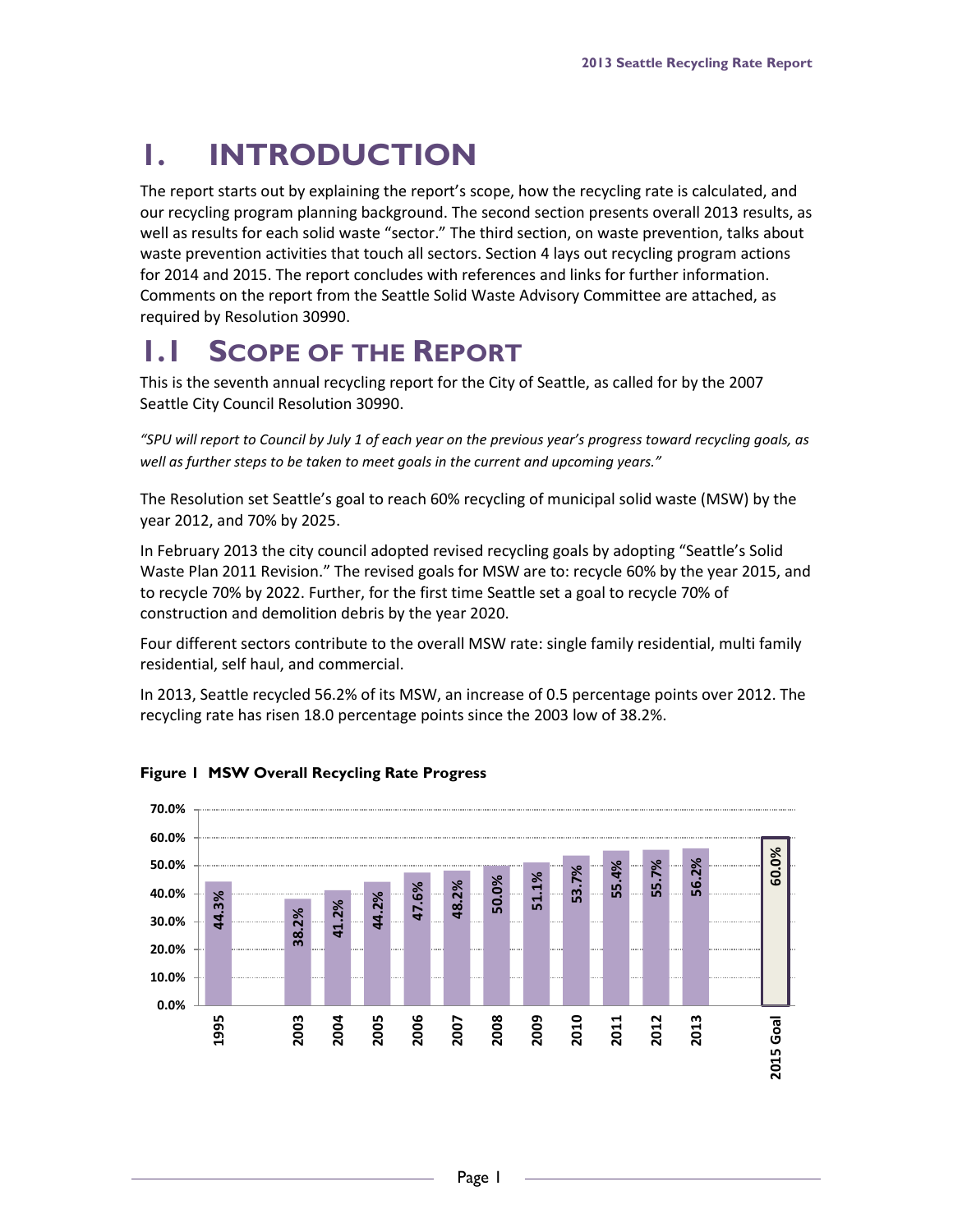# 1. INTRODUCTION

The report starts out by explaining the report's scope, how the recycling rate is calculated, and our recycling program planning background. The second section presents overall 2013 results, as well as results for each solid waste "sector." The third section, on waste prevention, talks about waste prevention activities that touch all sectors. Section 4 lays out recycling program actions for 2014 and 2015. The report concludes with references and links for further information. Comments on the report from the Seattle Solid Waste Advisory Committee are attached, as required by Resolution 30990.

## 1.1 Scope of the Report

This is the seventh annual recycling report for the City of Seattle, as called for by the 2007 Seattle City Council Resolution 30990.

*"SPU will report to Council by July 1 of each year on the previous year's progress toward recycling goals, as well as further steps to be taken to meet goals in the current and upcoming years."*

The Resolution set Seattle's goal to reach 60% recycling of municipal solid waste (MSW) by the year 2012, and 70% by 2025.

In February 2013 the city council adopted revised recycling goals by adopting "Seattle's Solid Waste Plan 2011 Revision." The revised goals for MSW are to: recycle 60% by the year 2015, and to recycle 70% by 2022. Further, for the first time Seattle set a goal to recycle 70% of construction and demolition debris by the year 2020.

Four different sectors contribute to the overall MSW rate: single family residential, multi family residential, self haul, and commercial.

In 2013, Seattle recycled 56.2% of its MSW, an increase of 0.5 percentage points over 2012. The recycling rate has risen 18.0 percentage points since the 2003 low of 38.2%.

**Figure 1 MSW Overall Recycling Rate Progress**

| Year | Recycling Rate |
|---|---|
| 1995 | 44.3% |
| 2003 | 38.2% |
| 2004 | 41.2% |
| 2005 | 44.2% |
| 2006 | 47.6% |
| 2007 | 48.2% |
| 2008 | 50.0% |
| 2009 | 51.1% |
| 2010 | 53.7% |
| 2011 | 55.4% |
| 2012 | 55.7% |
| 2013 | 56.2% |
| 2015 Goal | 60.0% |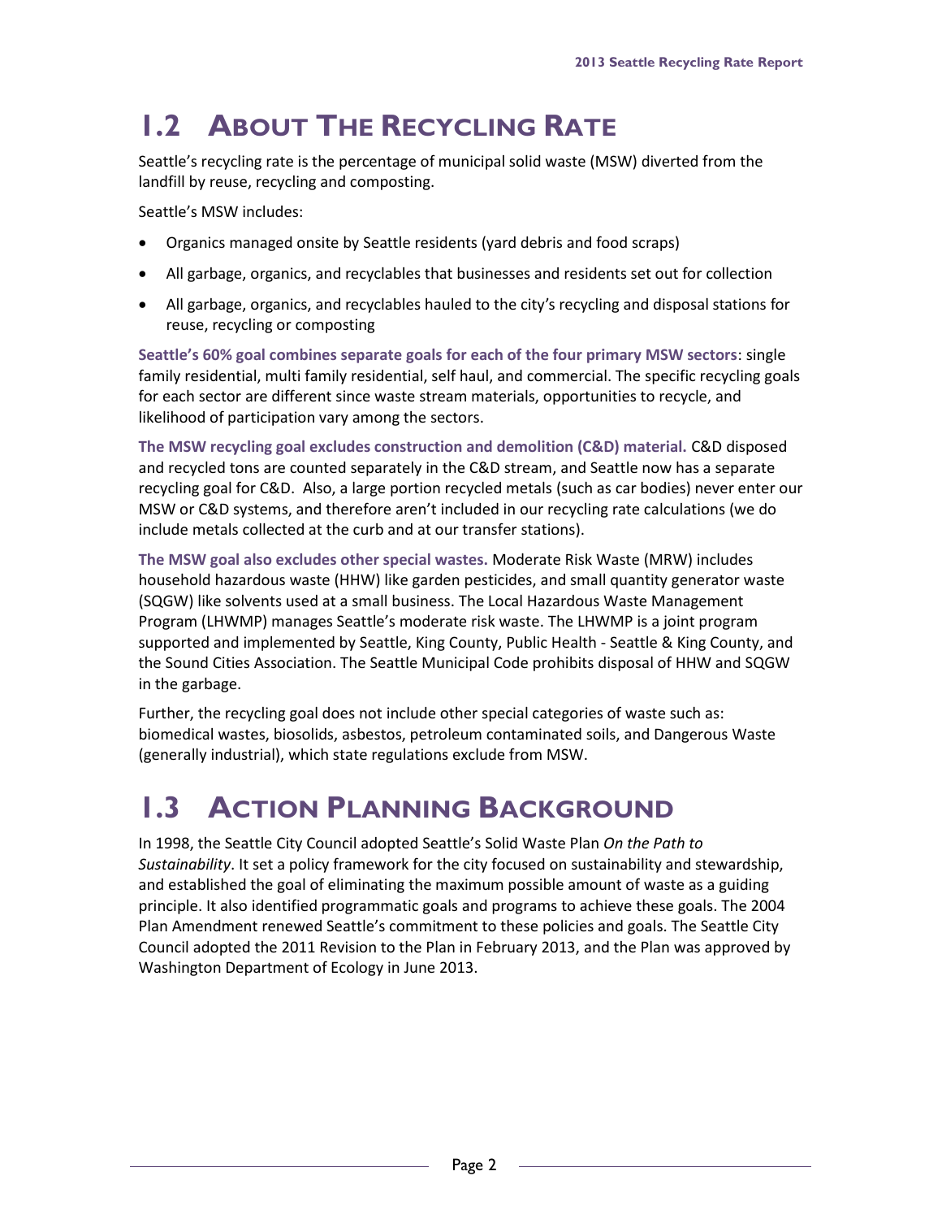# 1.2 About The Recycling Rate

Seattle's recycling rate is the percentage of municipal solid waste (MSW) diverted from the landfill by reuse, recycling and composting.

Seattle's MSW includes:

- Organics managed onsite by Seattle residents (yard debris and food scraps)
- All garbage, organics, and recyclables that businesses and residents set out for collection
- All garbage, organics, and recyclables hauled to the city's recycling and disposal stations for reuse, recycling or composting

**Seattle's 60% goal combines separate goals for each of the four primary MSW sectors**: single family residential, multi family residential, self haul, and commercial. The specific recycling goals for each sector are different since waste stream materials, opportunities to recycle, and likelihood of participation vary among the sectors.

**The MSW recycling goal excludes construction and demolition (C&D) material.** C&D disposed and recycled tons are counted separately in the C&D stream, and Seattle now has a separate recycling goal for C&D. Also, a large portion recycled metals (such as car bodies) never enter our MSW or C&D systems, and therefore aren't included in our recycling rate calculations (we do include metals collected at the curb and at our transfer stations).

**The MSW goal also excludes other special wastes.** Moderate Risk Waste (MRW) includes household hazardous waste (HHW) like garden pesticides, and small quantity generator waste (SQGW) like solvents used at a small business. The Local Hazardous Waste Management Program (LHWMP) manages Seattle's moderate risk waste. The LHWMP is a joint program supported and implemented by Seattle, King County, Public Health - Seattle & King County, and the Sound Cities Association. The Seattle Municipal Code prohibits disposal of HHW and SQGW in the garbage.

Further, the recycling goal does not include other special categories of waste such as: biomedical wastes, biosolids, asbestos, petroleum contaminated soils, and Dangerous Waste (generally industrial), which state regulations exclude from MSW.

# 1.3 Action Planning Background

In 1998, the Seattle City Council adopted Seattle's Solid Waste Plan *On the Path to Sustainability*. It set a policy framework for the city focused on sustainability and stewardship, and established the goal of eliminating the maximum possible amount of waste as a guiding principle. It also identified programmatic goals and programs to achieve these goals. The 2004 Plan Amendment renewed Seattle's commitment to these policies and goals. The Seattle City Council adopted the 2011 Revision to the Plan in February 2013, and the Plan was approved by Washington Department of Ecology in June 2013.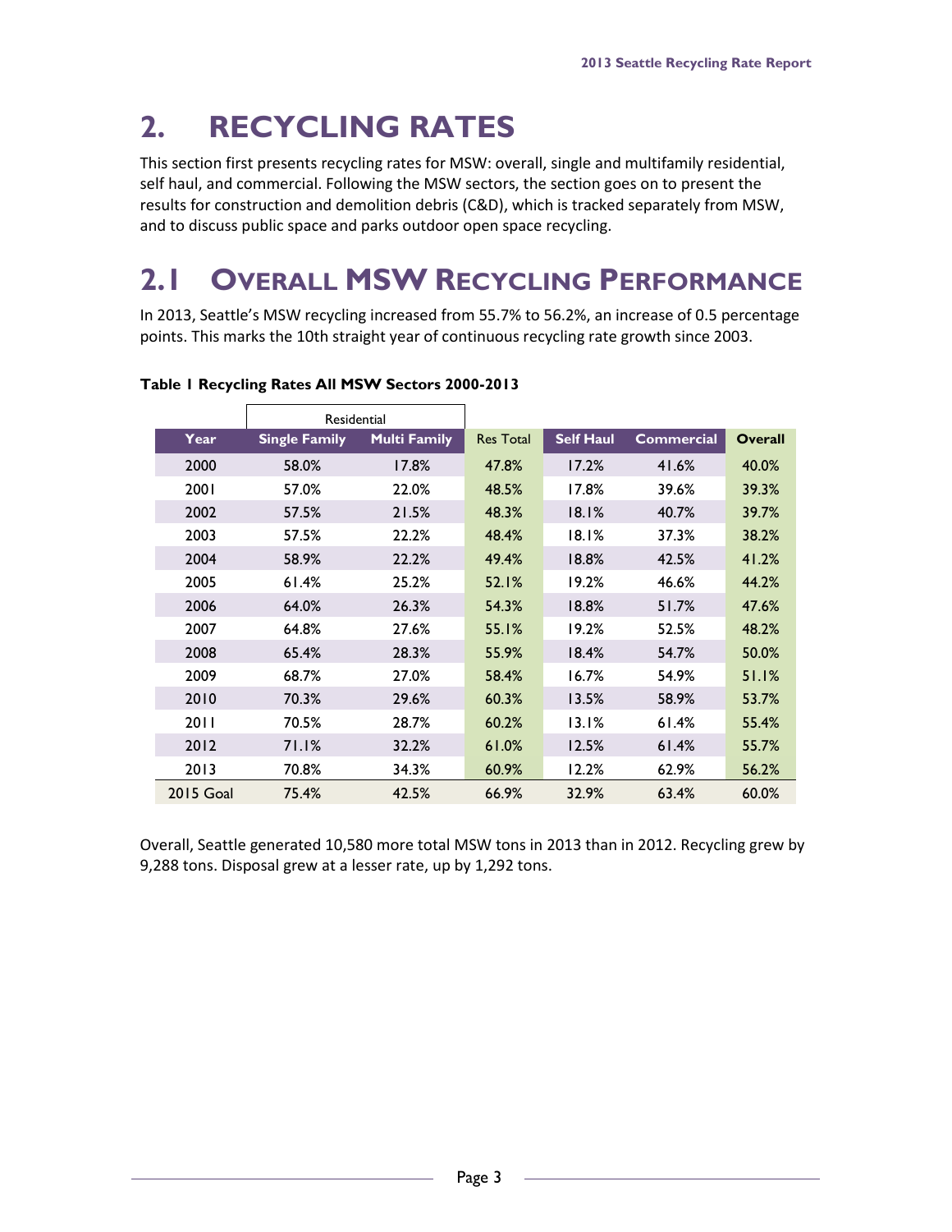# 2. RECYCLING RATES

This section first presents recycling rates for MSW: overall, single and multifamily residential, self haul, and commercial. Following the MSW sectors, the section goes on to present the results for construction and demolition debris (C&D), which is tracked separately from MSW, and to discuss public space and parks outdoor open space recycling.

## 2.1 OVERALL MSW RECYCLING PERFORMANCE

In 2013, Seattle's MSW recycling increased from 55.7% to 56.2%, an increase of 0.5 percentage points. This marks the 10th straight year of continuous recycling rate growth since 2003.

**Table 1 Recycling Rates All MSW Sectors 2000-2013**

| | Residential | | | | | |
|---|---|---|---|---|---|---|
| **Year** | **Single Family** | **Multi Family** | Res Total | **Self Haul** | **Commercial** | **Overall** |
| 2000 | 58.0% | 17.8% | 47.8% | 17.2% | 41.6% | 40.0% |
| 2001 | 57.0% | 22.0% | 48.5% | 17.8% | 39.6% | 39.3% |
| 2002 | 57.5% | 21.5% | 48.3% | 18.1% | 40.7% | 39.7% |
| 2003 | 57.5% | 22.2% | 48.4% | 18.1% | 37.3% | 38.2% |
| 2004 | 58.9% | 22.2% | 49.4% | 18.8% | 42.5% | 41.2% |
| 2005 | 61.4% | 25.2% | 52.1% | 19.2% | 46.6% | 44.2% |
| 2006 | 64.0% | 26.3% | 54.3% | 18.8% | 51.7% | 47.6% |
| 2007 | 64.8% | 27.6% | 55.1% | 19.2% | 52.5% | 48.2% |
| 2008 | 65.4% | 28.3% | 55.9% | 18.4% | 54.7% | 50.0% |
| 2009 | 68.7% | 27.0% | 58.4% | 16.7% | 54.9% | 51.1% |
| 2010 | 70.3% | 29.6% | 60.3% | 13.5% | 58.9% | 53.7% |
| 2011 | 70.5% | 28.7% | 60.2% | 13.1% | 61.4% | 55.4% |
| 2012 | 71.1% | 32.2% | 61.0% | 12.5% | 61.4% | 55.7% |
| 2013 | 70.8% | 34.3% | 60.9% | 12.2% | 62.9% | 56.2% |
| 2015 Goal | 75.4% | 42.5% | 66.9% | 32.9% | 63.4% | 60.0% |

Overall, Seattle generated 10,580 more total MSW tons in 2013 than in 2012. Recycling grew by 9,288 tons. Disposal grew at a lesser rate, up by 1,292 tons.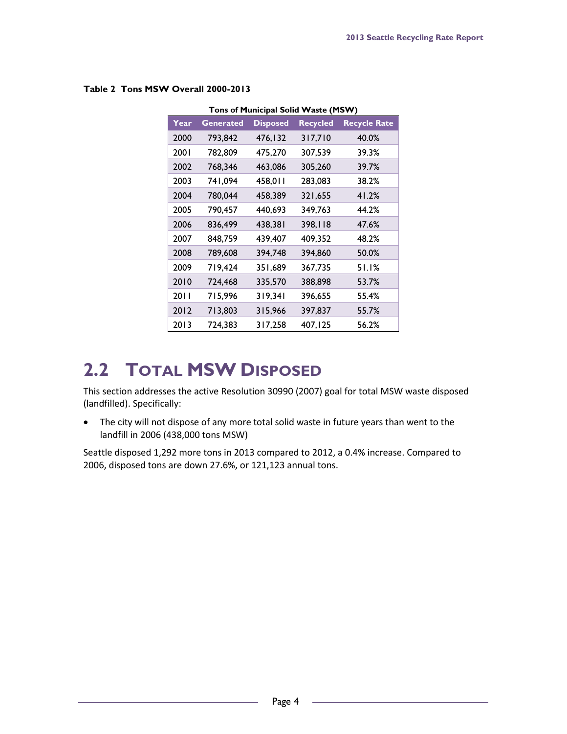**Table 2 Tons MSW Overall 2000-2013**

| Tons of Municipal Solid Waste (MSW) | | | | |
|---|---|---|---|---|
| Year | Generated | Disposed | Recycled | Recycle Rate |
| 2000 | 793,842 | 476,132 | 317,710 | 40.0% |
| 2001 | 782,809 | 475,270 | 307,539 | 39.3% |
| 2002 | 768,346 | 463,086 | 305,260 | 39.7% |
| 2003 | 741,094 | 458,011 | 283,083 | 38.2% |
| 2004 | 780,044 | 458,389 | 321,655 | 41.2% |
| 2005 | 790,457 | 440,693 | 349,763 | 44.2% |
| 2006 | 836,499 | 438,381 | 398,118 | 47.6% |
| 2007 | 848,759 | 439,407 | 409,352 | 48.2% |
| 2008 | 789,608 | 394,748 | 394,860 | 50.0% |
| 2009 | 719,424 | 351,689 | 367,735 | 51.1% |
| 2010 | 724,468 | 335,570 | 388,898 | 53.7% |
| 2011 | 715,996 | 319,341 | 396,655 | 55.4% |
| 2012 | 713,803 | 315,966 | 397,837 | 55.7% |
| 2013 | 724,383 | 317,258 | 407,125 | 56.2% |

## 2.2 Total MSW Disposed

This section addresses the active Resolution 30990 (2007) goal for total MSW waste disposed (landfilled). Specifically:

- The city will not dispose of any more total solid waste in future years than went to the landfill in 2006 (438,000 tons MSW)

Seattle disposed 1,292 more tons in 2013 compared to 2012, a 0.4% increase. Compared to 2006, disposed tons are down 27.6%, or 121,123 annual tons.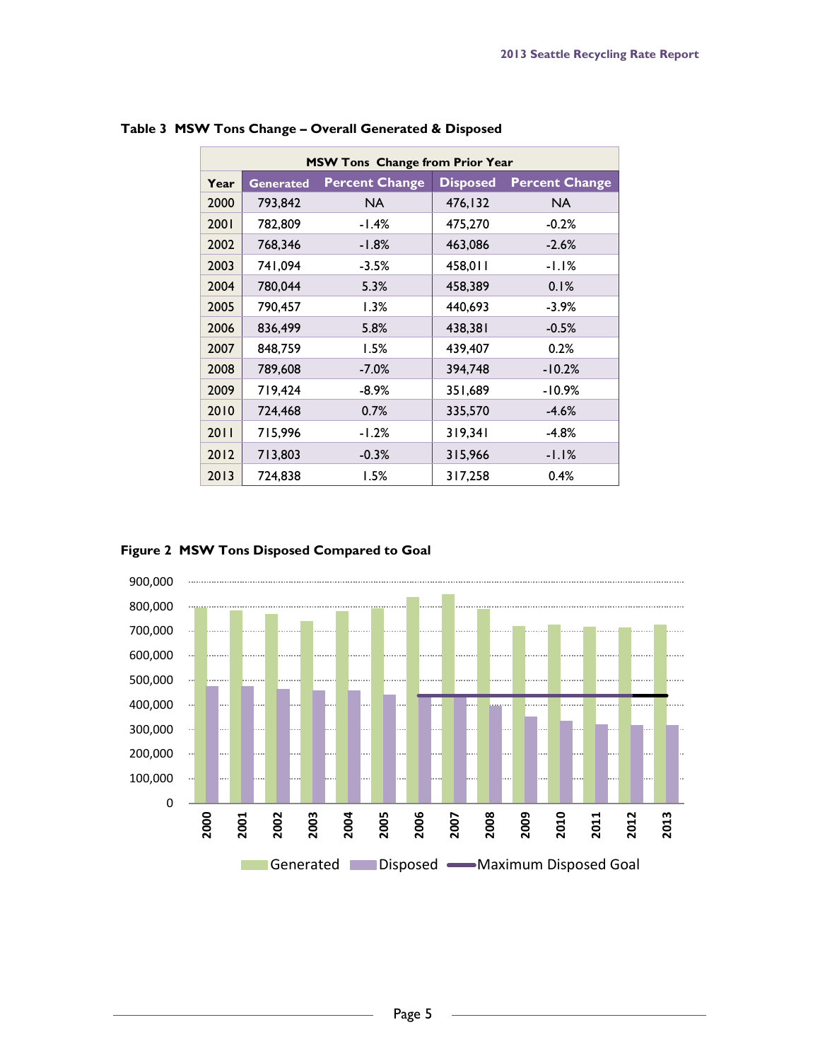Table 3 MSW Tons Change – Overall Generated & Disposed

| MSW Tons Change from Prior Year | | | | |
|---|---|---|---|---|
| Year | Generated | Percent Change | Disposed | Percent Change |
| 2000 | 793,842 | NA | 476,132 | NA |
| 2001 | 782,809 | -1.4% | 475,270 | -0.2% |
| 2002 | 768,346 | -1.8% | 463,086 | -2.6% |
| 2003 | 741,094 | -3.5% | 458,011 | -1.1% |
| 2004 | 780,044 | 5.3% | 458,389 | 0.1% |
| 2005 | 790,457 | 1.3% | 440,693 | -3.9% |
| 2006 | 836,499 | 5.8% | 438,381 | -0.5% |
| 2007 | 848,759 | 1.5% | 439,407 | 0.2% |
| 2008 | 789,608 | -7.0% | 394,748 | -10.2% |
| 2009 | 719,424 | -8.9% | 351,689 | -10.9% |
| 2010 | 724,468 | 0.7% | 335,570 | -4.6% |
| 2011 | 715,996 | -1.2% | 319,341 | -4.8% |
| 2012 | 713,803 | -0.3% | 315,966 | -1.1% |
| 2013 | 724,838 | 1.5% | 317,258 | 0.4% |

Figure 2 MSW Tons Disposed Compared to Goal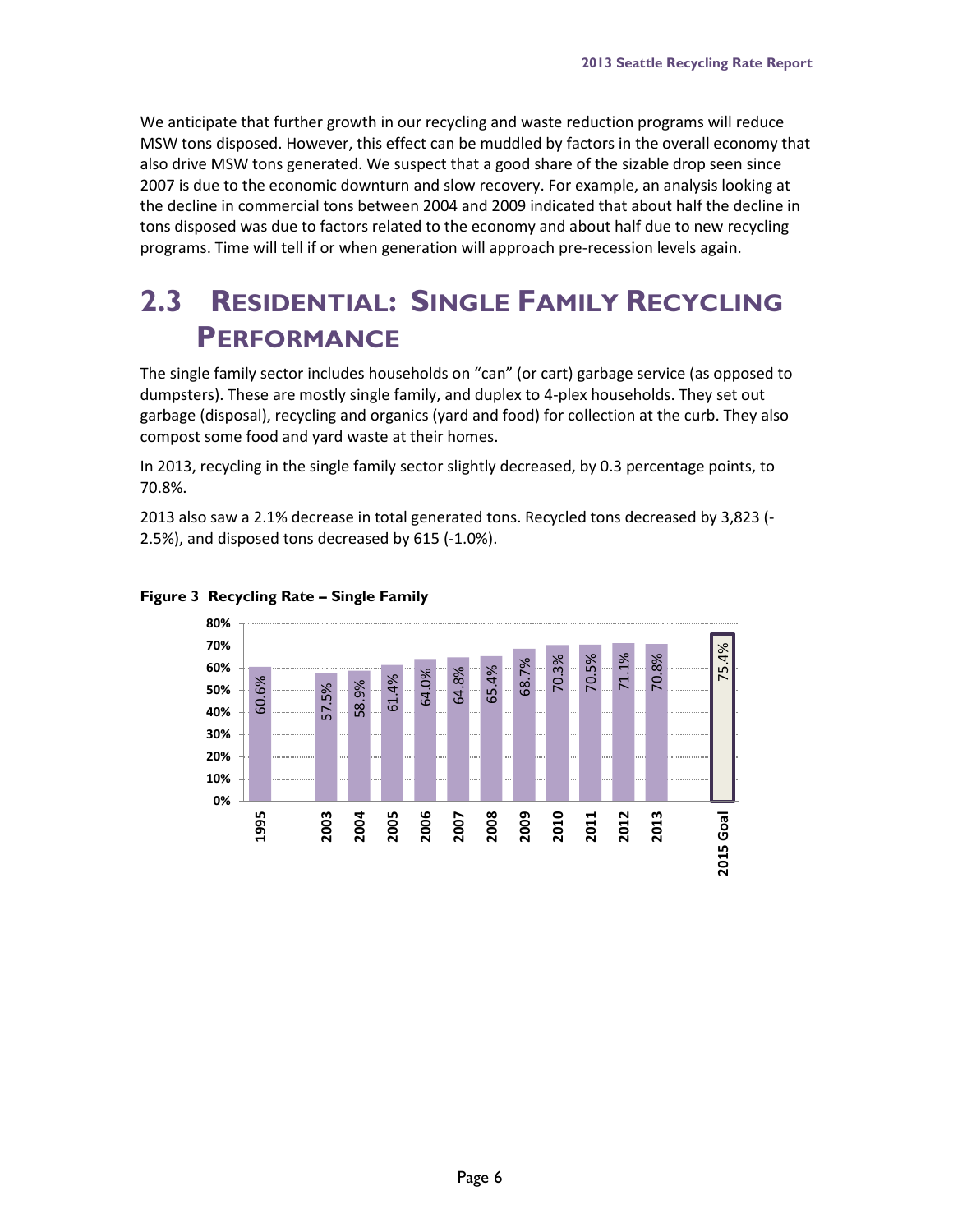We anticipate that further growth in our recycling and waste reduction programs will reduce MSW tons disposed. However, this effect can be muddled by factors in the overall economy that also drive MSW tons generated. We suspect that a good share of the sizable drop seen since 2007 is due to the economic downturn and slow recovery. For example, an analysis looking at the decline in commercial tons between 2004 and 2009 indicated that about half the decline in tons disposed was due to factors related to the economy and about half due to new recycling programs. Time will tell if or when generation will approach pre-recession levels again.

# 2.3 Residential: Single Family Recycling Performance

The single family sector includes households on "can" (or cart) garbage service (as opposed to dumpsters). These are mostly single family, and duplex to 4-plex households. They set out garbage (disposal), recycling and organics (yard and food) for collection at the curb. They also compost some food and yard waste at their homes.

In 2013, recycling in the single family sector slightly decreased, by 0.3 percentage points, to 70.8%.

2013 also saw a 2.1% decrease in total generated tons. Recycled tons decreased by 3,823 (-2.5%), and disposed tons decreased by 615 (-1.0%).

**Figure 3 Recycling Rate – Single Family**

| Year | Recycling Rate |
|---|---|
| 1995 | 60.6% |
| 2003 | 57.5% |
| 2004 | 58.9% |
| 2005 | 61.4% |
| 2006 | 64.0% |
| 2007 | 64.8% |
| 2008 | 65.4% |
| 2009 | 68.7% |
| 2010 | 70.3% |
| 2011 | 70.5% |
| 2012 | 71.1% |
| 2013 | 70.8% |
| 2015 Goal | 75.4% |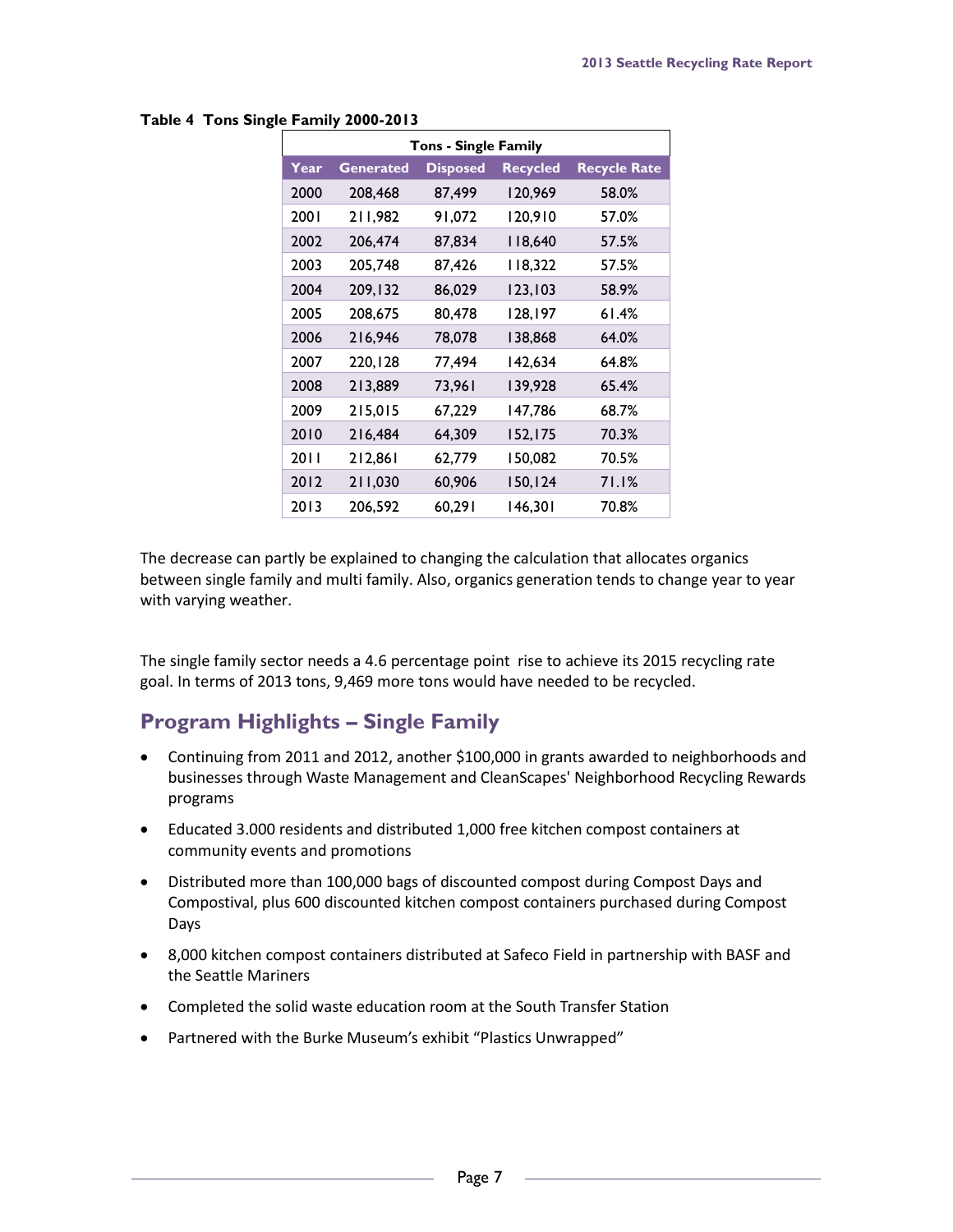**Table 4 Tons Single Family 2000-2013**

| Tons - Single Family | | | | |
|---|---|---|---|---|
| Year | Generated | Disposed | Recycled | Recycle Rate |
| 2000 | 208,468 | 87,499 | 120,969 | 58.0% |
| 2001 | 211,982 | 91,072 | 120,910 | 57.0% |
| 2002 | 206,474 | 87,834 | 118,640 | 57.5% |
| 2003 | 205,748 | 87,426 | 118,322 | 57.5% |
| 2004 | 209,132 | 86,029 | 123,103 | 58.9% |
| 2005 | 208,675 | 80,478 | 128,197 | 61.4% |
| 2006 | 216,946 | 78,078 | 138,868 | 64.0% |
| 2007 | 220,128 | 77,494 | 142,634 | 64.8% |
| 2008 | 213,889 | 73,961 | 139,928 | 65.4% |
| 2009 | 215,015 | 67,229 | 147,786 | 68.7% |
| 2010 | 216,484 | 64,309 | 152,175 | 70.3% |
| 2011 | 212,861 | 62,779 | 150,082 | 70.5% |
| 2012 | 211,030 | 60,906 | 150,124 | 71.1% |
| 2013 | 206,592 | 60,291 | 146,301 | 70.8% |

The decrease can partly be explained to changing the calculation that allocates organics between single family and multi family. Also, organics generation tends to change year to year with varying weather.

The single family sector needs a 4.6 percentage point rise to achieve its 2015 recycling rate goal. In terms of 2013 tons, 9,469 more tons would have needed to be recycled.

## Program Highlights – Single Family

- Continuing from 2011 and 2012, another $100,000 in grants awarded to neighborhoods and businesses through Waste Management and CleanScapes' Neighborhood Recycling Rewards programs
- Educated 3.000 residents and distributed 1,000 free kitchen compost containers at community events and promotions
- Distributed more than 100,000 bags of discounted compost during Compost Days and Compostival, plus 600 discounted kitchen compost containers purchased during Compost Days
- 8,000 kitchen compost containers distributed at Safeco Field in partnership with BASF and the Seattle Mariners
- Completed the solid waste education room at the South Transfer Station
- Partnered with the Burke Museum's exhibit "Plastics Unwrapped"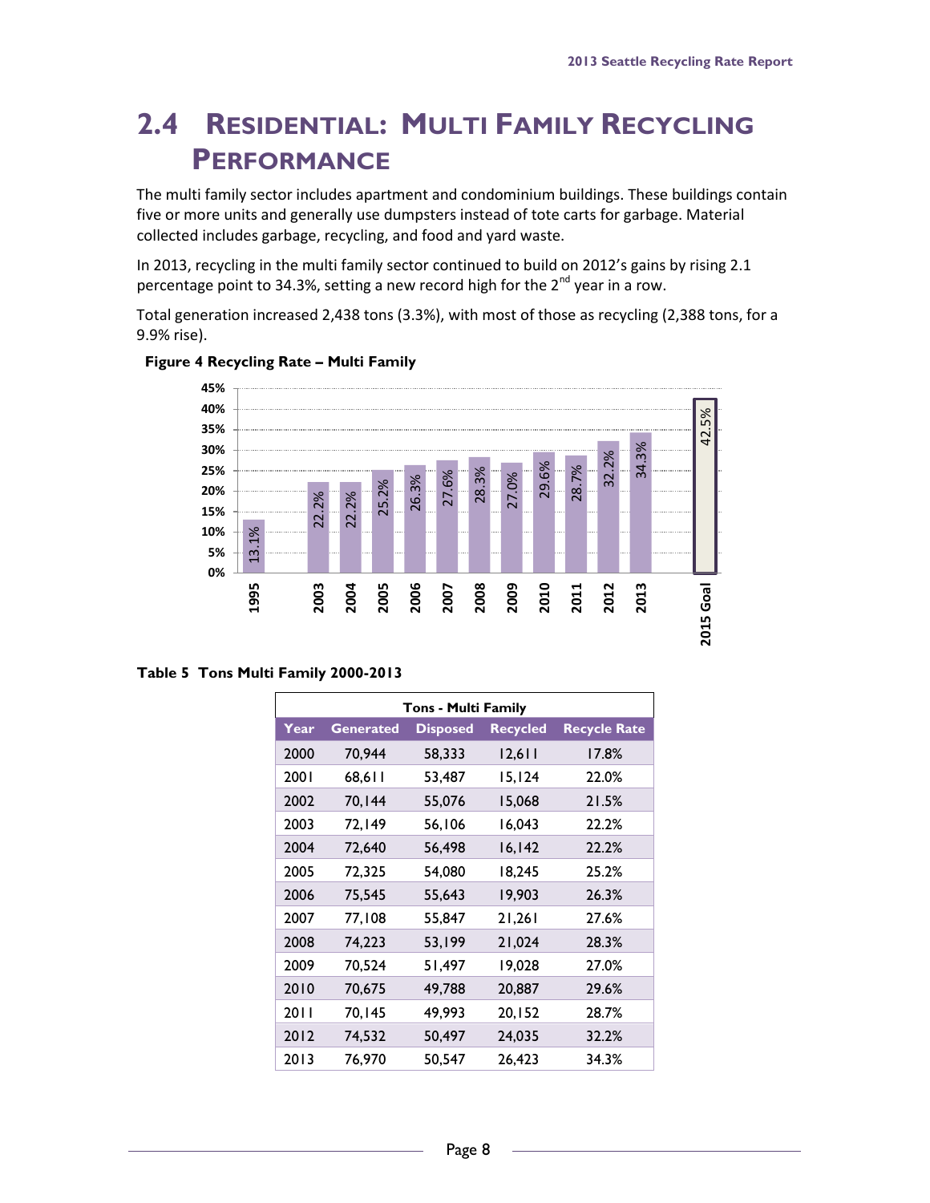## 2.4 Residential: Multi Family Recycling Performance

The multi family sector includes apartment and condominium buildings. These buildings contain five or more units and generally use dumpsters instead of tote carts for garbage. Material collected includes garbage, recycling, and food and yard waste.

In 2013, recycling in the multi family sector continued to build on 2012's gains by rising 2.1 percentage point to 34.3%, setting a new record high for the 2nd year in a row.

Total generation increased 2,438 tons (3.3%), with most of those as recycling (2,388 tons, for a 9.9% rise).

**Figure 4 Recycling Rate – Multi Family**

| Year | Recycling Rate |
|---|---|
| 1995 | 13.1% |
| 2003 | 22.2% |
| 2004 | 22.2% |
| 2005 | 25.2% |
| 2006 | 26.3% |
| 2007 | 27.6% |
| 2008 | 28.3% |
| 2009 | 27.0% |
| 2010 | 29.6% |
| 2011 | 28.7% |
| 2012 | 32.2% |
| 2013 | 34.3% |
| 2015 Goal | 42.5% |

**Table 5 Tons Multi Family 2000-2013**

| Tons - Multi Family | | | | |
|---|---|---|---|---|
| **Year** | **Generated** | **Disposed** | **Recycled** | **Recycle Rate** |
| 2000 | 70,944 | 58,333 | 12,611 | 17.8% |
| 2001 | 68,611 | 53,487 | 15,124 | 22.0% |
| 2002 | 70,144 | 55,076 | 15,068 | 21.5% |
| 2003 | 72,149 | 56,106 | 16,043 | 22.2% |
| 2004 | 72,640 | 56,498 | 16,142 | 22.2% |
| 2005 | 72,325 | 54,080 | 18,245 | 25.2% |
| 2006 | 75,545 | 55,643 | 19,903 | 26.3% |
| 2007 | 77,108 | 55,847 | 21,261 | 27.6% |
| 2008 | 74,223 | 53,199 | 21,024 | 28.3% |
| 2009 | 70,524 | 51,497 | 19,028 | 27.0% |
| 2010 | 70,675 | 49,788 | 20,887 | 29.6% |
| 2011 | 70,145 | 49,993 | 20,152 | 28.7% |
| 2012 | 74,532 | 50,497 | 24,035 | 32.2% |
| 2013 | 76,970 | 50,547 | 26,423 | 34.3% |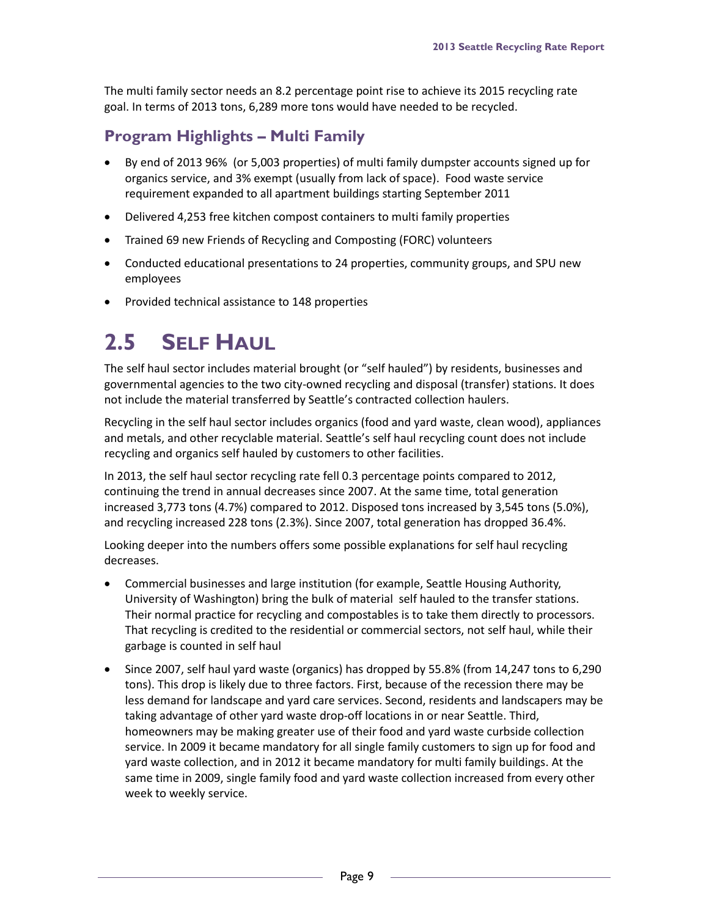The multi family sector needs an 8.2 percentage point rise to achieve its 2015 recycling rate goal. In terms of 2013 tons, 6,289 more tons would have needed to be recycled.

### Program Highlights – Multi Family

- By end of 2013 96% (or 5,003 properties) of multi family dumpster accounts signed up for organics service, and 3% exempt (usually from lack of space). Food waste service requirement expanded to all apartment buildings starting September 2011
- Delivered 4,253 free kitchen compost containers to multi family properties
- Trained 69 new Friends of Recycling and Composting (FORC) volunteers
- Conducted educational presentations to 24 properties, community groups, and SPU new employees
- Provided technical assistance to 148 properties

## 2.5 Self Haul

The self haul sector includes material brought (or "self hauled") by residents, businesses and governmental agencies to the two city-owned recycling and disposal (transfer) stations. It does not include the material transferred by Seattle's contracted collection haulers.

Recycling in the self haul sector includes organics (food and yard waste, clean wood), appliances and metals, and other recyclable material. Seattle's self haul recycling count does not include recycling and organics self hauled by customers to other facilities.

In 2013, the self haul sector recycling rate fell 0.3 percentage points compared to 2012, continuing the trend in annual decreases since 2007. At the same time, total generation increased 3,773 tons (4.7%) compared to 2012. Disposed tons increased by 3,545 tons (5.0%), and recycling increased 228 tons (2.3%). Since 2007, total generation has dropped 36.4%.

Looking deeper into the numbers offers some possible explanations for self haul recycling decreases.

- Commercial businesses and large institution (for example, Seattle Housing Authority, University of Washington) bring the bulk of material self hauled to the transfer stations. Their normal practice for recycling and compostables is to take them directly to processors. That recycling is credited to the residential or commercial sectors, not self haul, while their garbage is counted in self haul
- Since 2007, self haul yard waste (organics) has dropped by 55.8% (from 14,247 tons to 6,290 tons). This drop is likely due to three factors. First, because of the recession there may be less demand for landscape and yard care services. Second, residents and landscapers may be taking advantage of other yard waste drop-off locations in or near Seattle. Third, homeowners may be making greater use of their food and yard waste curbside collection service. In 2009 it became mandatory for all single family customers to sign up for food and yard waste collection, and in 2012 it became mandatory for multi family buildings. At the same time in 2009, single family food and yard waste collection increased from every other week to weekly service.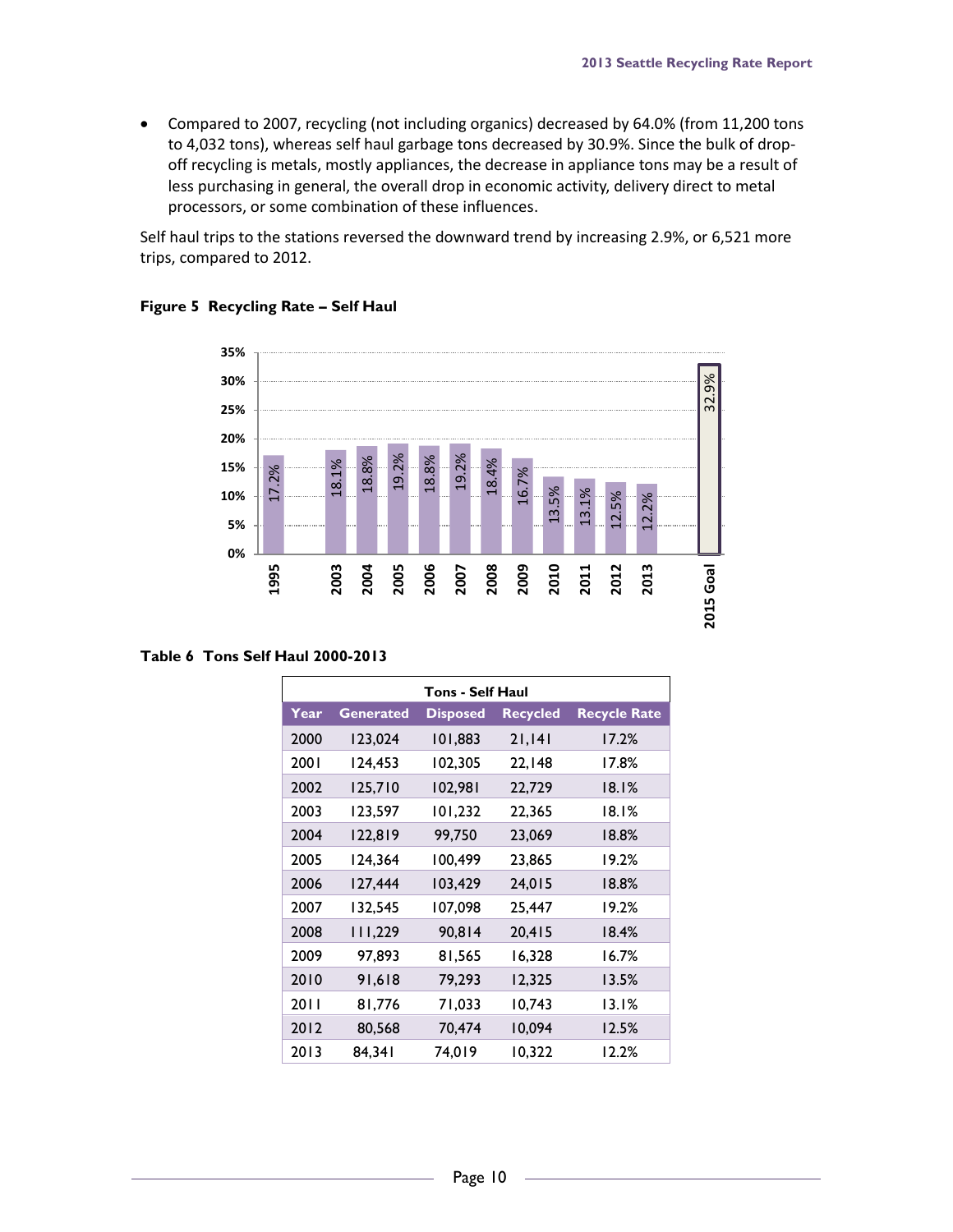- Compared to 2007, recycling (not including organics) decreased by 64.0% (from 11,200 tons to 4,032 tons), whereas self haul garbage tons decreased by 30.9%. Since the bulk of drop-off recycling is metals, mostly appliances, the decrease in appliance tons may be a result of less purchasing in general, the overall drop in economic activity, delivery direct to metal processors, or some combination of these influences.

Self haul trips to the stations reversed the downward trend by increasing 2.9%, or 6,521 more trips, compared to 2012.

**Figure 5 Recycling Rate – Self Haul**

| Year | Recycling Rate |
|---|---|
| 1995 | 17.2% |
| 2003 | 18.1% |
| 2004 | 18.8% |
| 2005 | 19.2% |
| 2006 | 18.8% |
| 2007 | 19.2% |
| 2008 | 18.4% |
| 2009 | 16.7% |
| 2010 | 13.5% |
| 2011 | 13.1% |
| 2012 | 12.5% |
| 2013 | 12.2% |
| 2015 Goal | 32.9% |

**Table 6 Tons Self Haul 2000-2013**

| Tons - Self Haul | | | | |
|---|---|---|---|---|
| Year | Generated | Disposed | Recycled | Recycle Rate |
| 2000 | 123,024 | 101,883 | 21,141 | 17.2% |
| 2001 | 124,453 | 102,305 | 22,148 | 17.8% |
| 2002 | 125,710 | 102,981 | 22,729 | 18.1% |
| 2003 | 123,597 | 101,232 | 22,365 | 18.1% |
| 2004 | 122,819 | 99,750 | 23,069 | 18.8% |
| 2005 | 124,364 | 100,499 | 23,865 | 19.2% |
| 2006 | 127,444 | 103,429 | 24,015 | 18.8% |
| 2007 | 132,545 | 107,098 | 25,447 | 19.2% |
| 2008 | 111,229 | 90,814 | 20,415 | 18.4% |
| 2009 | 97,893 | 81,565 | 16,328 | 16.7% |
| 2010 | 91,618 | 79,293 | 12,325 | 13.5% |
| 2011 | 81,776 | 71,033 | 10,743 | 13.1% |
| 2012 | 80,568 | 70,474 | 10,094 | 12.5% |
| 2013 | 84,341 | 74,019 | 10,322 | 12.2% |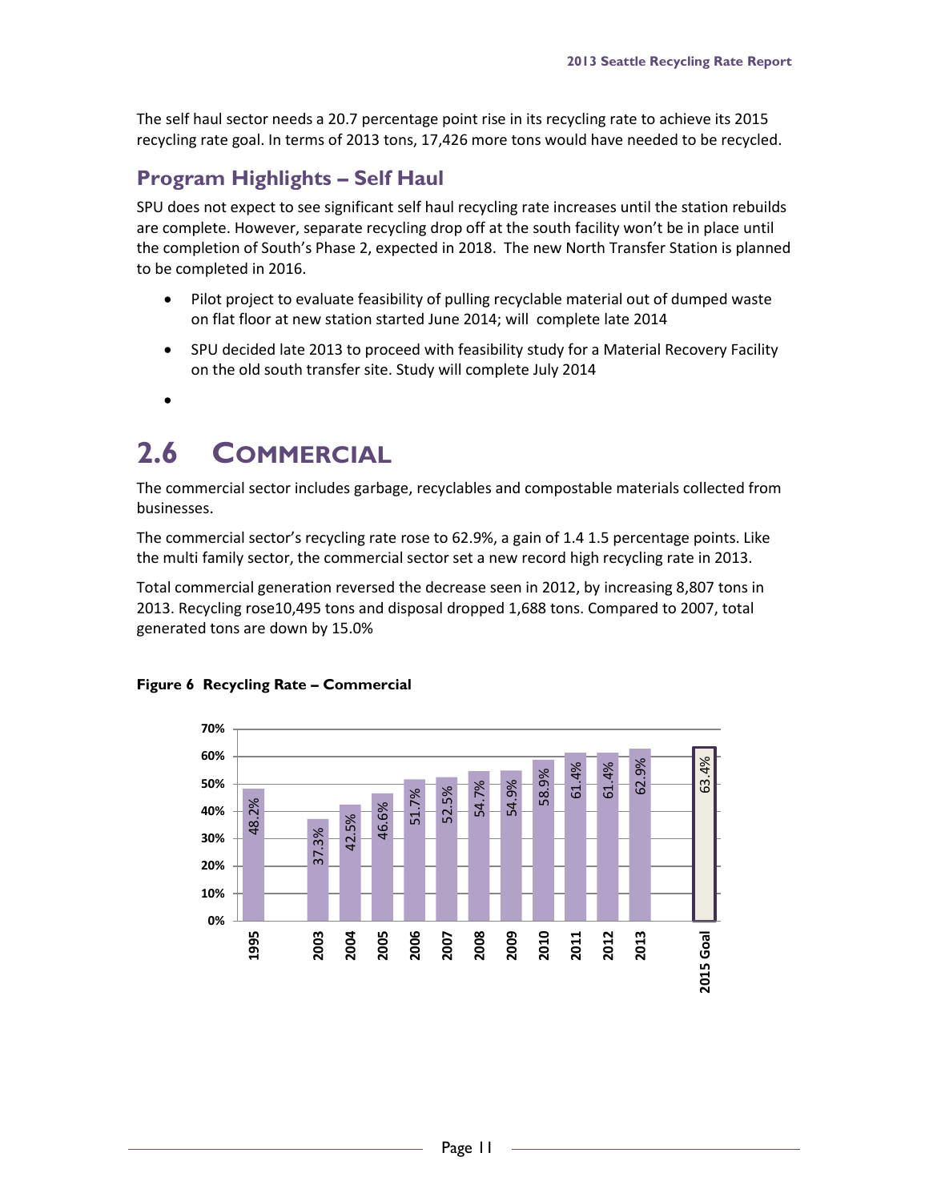The self haul sector needs a 20.7 percentage point rise in its recycling rate to achieve its 2015 recycling rate goal. In terms of 2013 tons, 17,426 more tons would have needed to be recycled.

### Program Highlights – Self Haul

SPU does not expect to see significant self haul recycling rate increases until the station rebuilds are complete. However, separate recycling drop off at the south facility won't be in place until the completion of South's Phase 2, expected in 2018. The new North Transfer Station is planned to be completed in 2016.

- Pilot project to evaluate feasibility of pulling recyclable material out of dumped waste on flat floor at new station started June 2014; will complete late 2014
- SPU decided late 2013 to proceed with feasibility study for a Material Recovery Facility on the old south transfer site. Study will complete July 2014
- 

# 2.6 Commercial

The commercial sector includes garbage, recyclables and compostable materials collected from businesses.

The commercial sector's recycling rate rose to 62.9%, a gain of 1.4 1.5 percentage points. Like the multi family sector, the commercial sector set a new record high recycling rate in 2013.

Total commercial generation reversed the decrease seen in 2012, by increasing 8,807 tons in 2013. Recycling rose10,495 tons and disposal dropped 1,688 tons. Compared to 2007, total generated tons are down by 15.0%

**Figure 6 Recycling Rate – Commercial**

| Year | Recycling Rate |
|---|---|
| 1995 | 48.2% |
| 2003 | 37.3% |
| 2004 | 42.5% |
| 2005 | 46.6% |
| 2006 | 51.7% |
| 2007 | 52.5% |
| 2008 | 54.7% |
| 2009 | 54.9% |
| 2010 | 58.9% |
| 2011 | 61.4% |
| 2012 | 61.4% |
| 2013 | 62.9% |
| 2015 Goal | 63.4% |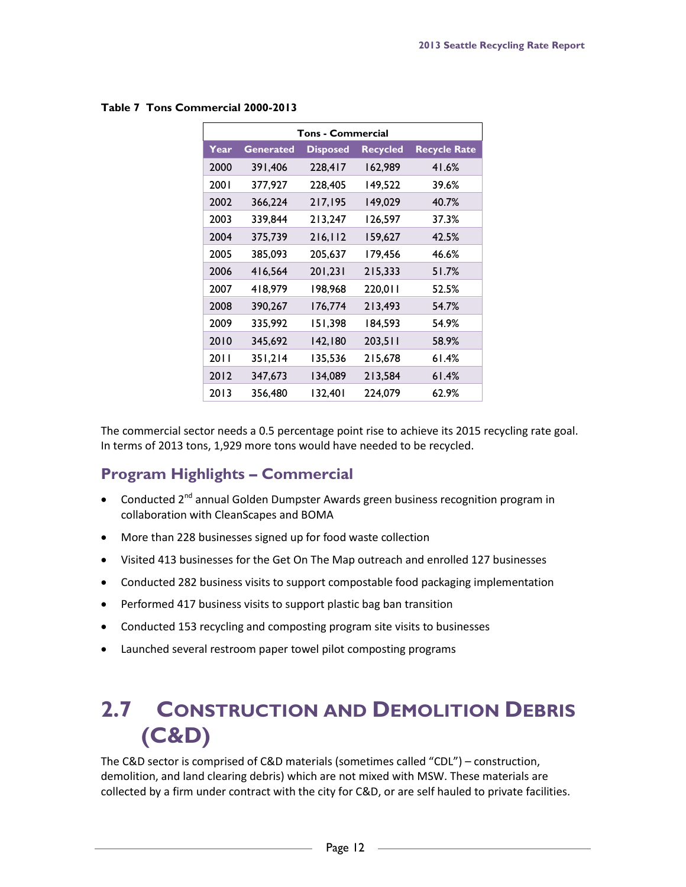**Table 7 Tons Commercial 2000-2013**

| Tons - Commercial | | | | |
|---|---|---|---|---|
| Year | Generated | Disposed | Recycled | Recycle Rate |
| 2000 | 391,406 | 228,417 | 162,989 | 41.6% |
| 2001 | 377,927 | 228,405 | 149,522 | 39.6% |
| 2002 | 366,224 | 217,195 | 149,029 | 40.7% |
| 2003 | 339,844 | 213,247 | 126,597 | 37.3% |
| 2004 | 375,739 | 216,112 | 159,627 | 42.5% |
| 2005 | 385,093 | 205,637 | 179,456 | 46.6% |
| 2006 | 416,564 | 201,231 | 215,333 | 51.7% |
| 2007 | 418,979 | 198,968 | 220,011 | 52.5% |
| 2008 | 390,267 | 176,774 | 213,493 | 54.7% |
| 2009 | 335,992 | 151,398 | 184,593 | 54.9% |
| 2010 | 345,692 | 142,180 | 203,511 | 58.9% |
| 2011 | 351,214 | 135,536 | 215,678 | 61.4% |
| 2012 | 347,673 | 134,089 | 213,584 | 61.4% |
| 2013 | 356,480 | 132,401 | 224,079 | 62.9% |

The commercial sector needs a 0.5 percentage point rise to achieve its 2015 recycling rate goal. In terms of 2013 tons, 1,929 more tons would have needed to be recycled.

### Program Highlights – Commercial

- Conducted 2nd annual Golden Dumpster Awards green business recognition program in collaboration with CleanScapes and BOMA
- More than 228 businesses signed up for food waste collection
- Visited 413 businesses for the Get On The Map outreach and enrolled 127 businesses
- Conducted 282 business visits to support compostable food packaging implementation
- Performed 417 business visits to support plastic bag ban transition
- Conducted 153 recycling and composting program site visits to businesses
- Launched several restroom paper towel pilot composting programs

## 2.7 Construction and Demolition Debris (C&D)

The C&D sector is comprised of C&D materials (sometimes called "CDL") – construction, demolition, and land clearing debris) which are not mixed with MSW. These materials are collected by a firm under contract with the city for C&D, or are self hauled to private facilities.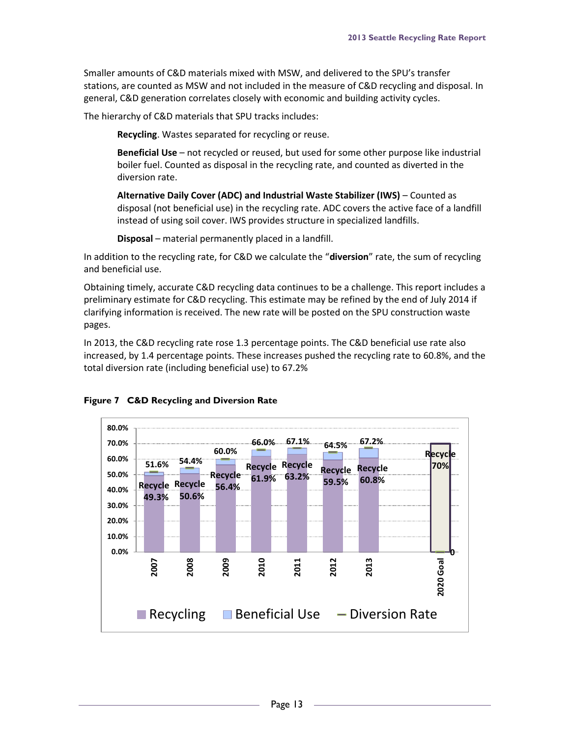Smaller amounts of C&D materials mixed with MSW, and delivered to the SPU's transfer stations, are counted as MSW and not included in the measure of C&D recycling and disposal. In general, C&D generation correlates closely with economic and building activity cycles.

The hierarchy of C&D materials that SPU tracks includes:

> **Recycling**. Wastes separated for recycling or reuse.
>
> **Beneficial Use** – not recycled or reused, but used for some other purpose like industrial boiler fuel. Counted as disposal in the recycling rate, and counted as diverted in the diversion rate.
>
> **Alternative Daily Cover (ADC) and Industrial Waste Stabilizer (IWS)** – Counted as disposal (not beneficial use) in the recycling rate. ADC covers the active face of a landfill instead of using soil cover. IWS provides structure in specialized landfills.
>
> **Disposal** – material permanently placed in a landfill.

In addition to the recycling rate, for C&D we calculate the "**diversion**" rate, the sum of recycling and beneficial use.

Obtaining timely, accurate C&D recycling data continues to be a challenge. This report includes a preliminary estimate for C&D recycling. This estimate may be refined by the end of July 2014 if clarifying information is received. The new rate will be posted on the SPU construction waste pages.

In 2013, the C&D recycling rate rose 1.3 percentage points. The C&D beneficial use rate also increased, by 1.4 percentage points. These increases pushed the recycling rate to 60.8%, and the total diversion rate (including beneficial use) to 67.2%

**Figure 7 C&D Recycling and Diversion Rate**

| Year | Recycling | Diversion Rate |
|---|---|---|
| 2007 | 49.3% | 51.6% |
| 2008 | 50.6% | 54.4% |
| 2009 | 56.4% | 60.0% |
| 2010 | 61.9% | 66.0% |
| 2011 | 63.2% | 67.1% |
| 2012 | 59.5% | 64.5% |
| 2013 | 60.8% | 67.2% |
| 2020 Goal | 70% | |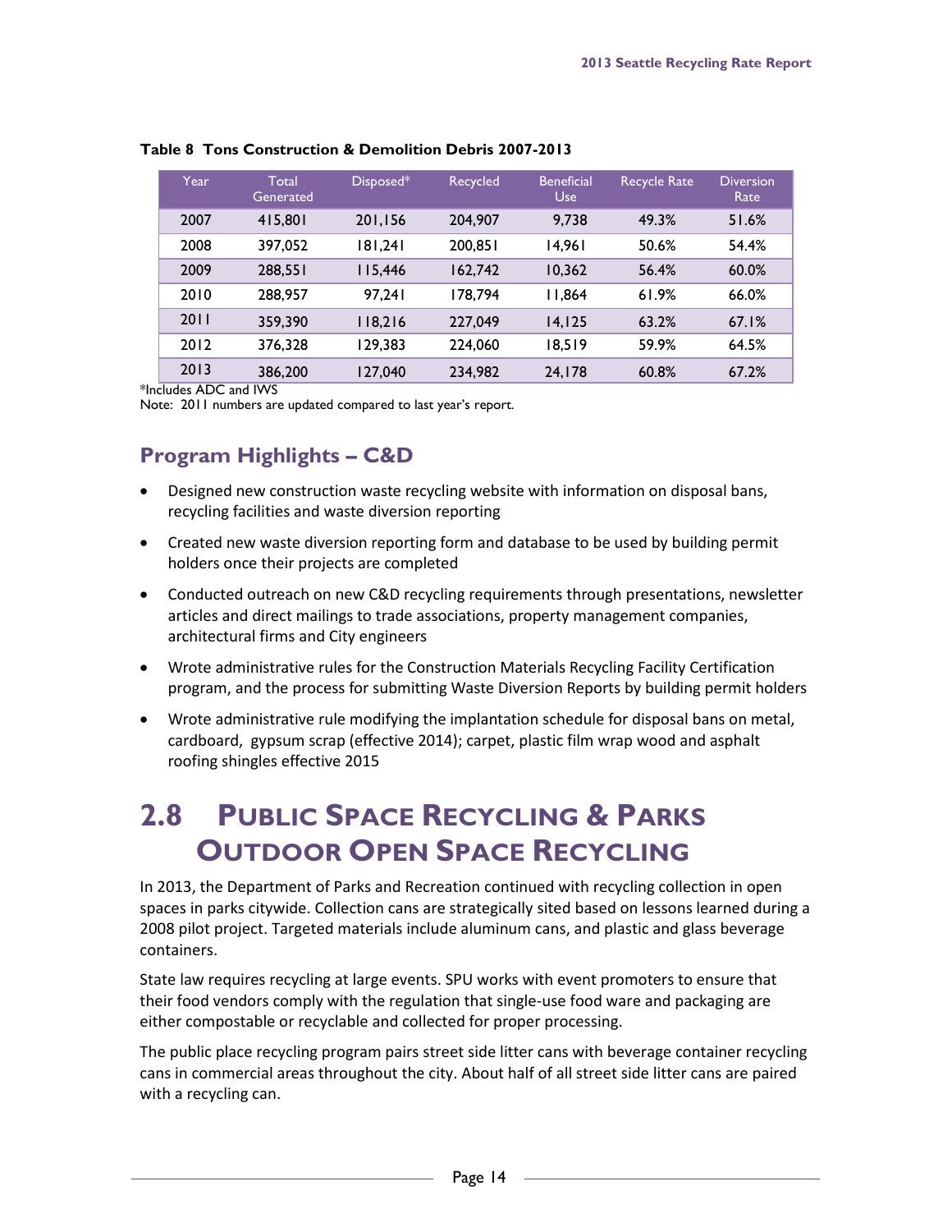**Table 8 Tons Construction & Demolition Debris 2007-2013**

| Year | Total Generated | Disposed* | Recycled | Beneficial Use | Recycle Rate | Diversion Rate |
|---|---|---|---|---|---|---|
| 2007 | 415,801 | 201,156 | 204,907 | 9,738 | 49.3% | 51.6% |
| 2008 | 397,052 | 181,241 | 200,851 | 14,961 | 50.6% | 54.4% |
| 2009 | 288,551 | 115,446 | 162,742 | 10,362 | 56.4% | 60.0% |
| 2010 | 288,957 | 97,241 | 178,794 | 11,864 | 61.9% | 66.0% |
| 2011 | 359,390 | 118,216 | 227,049 | 14,125 | 63.2% | 67.1% |
| 2012 | 376,328 | 129,383 | 224,060 | 18,519 | 59.9% | 64.5% |
| 2013 | 386,200 | 127,040 | 234,982 | 24,178 | 60.8% | 67.2% |

*Includes ADC and IWS

Note: 2011 numbers are updated compared to last year's report.

## Program Highlights – C&D

- Designed new construction waste recycling website with information on disposal bans, recycling facilities and waste diversion reporting
- Created new waste diversion reporting form and database to be used by building permit holders once their projects are completed
- Conducted outreach on new C&D recycling requirements through presentations, newsletter articles and direct mailings to trade associations, property management companies, architectural firms and City engineers
- Wrote administrative rules for the Construction Materials Recycling Facility Certification program, and the process for submitting Waste Diversion Reports by building permit holders
- Wrote administrative rule modifying the implantation schedule for disposal bans on metal, cardboard, gypsum scrap (effective 2014); carpet, plastic film wrap wood and asphalt roofing shingles effective 2015

# 2.8 Public Space Recycling & Parks Outdoor Open Space Recycling

In 2013, the Department of Parks and Recreation continued with recycling collection in open spaces in parks citywide. Collection cans are strategically sited based on lessons learned during a 2008 pilot project. Targeted materials include aluminum cans, and plastic and glass beverage containers.

State law requires recycling at large events. SPU works with event promoters to ensure that their food vendors comply with the regulation that single-use food ware and packaging are either compostable or recyclable and collected for proper processing.

The public place recycling program pairs street side litter cans with beverage container recycling cans in commercial areas throughout the city. About half of all street side litter cans are paired with a recycling can.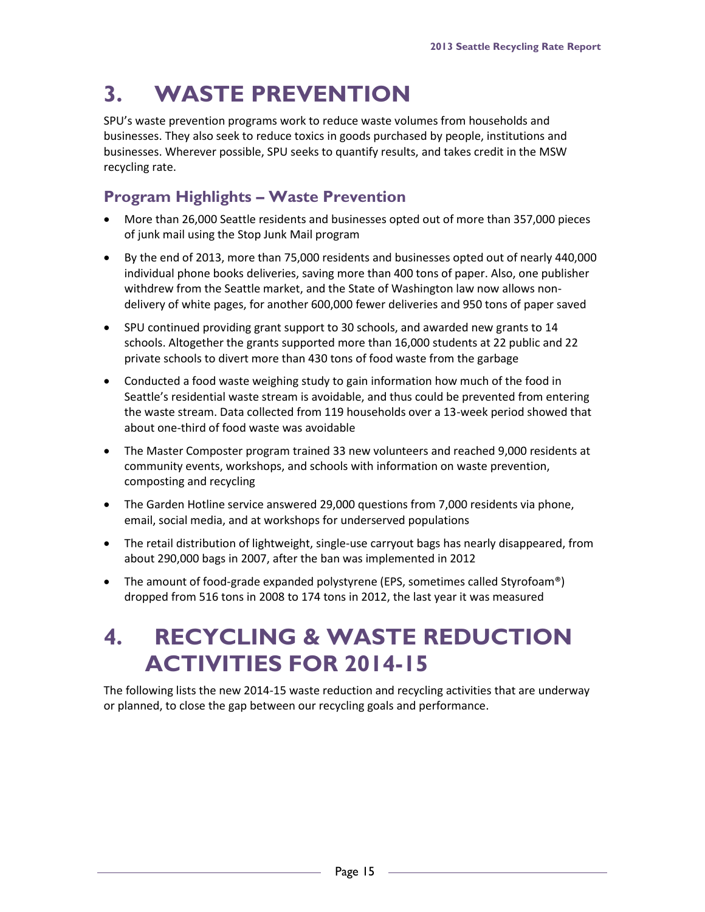# 3. WASTE PREVENTION

SPU's waste prevention programs work to reduce waste volumes from households and businesses. They also seek to reduce toxics in goods purchased by people, institutions and businesses. Wherever possible, SPU seeks to quantify results, and takes credit in the MSW recycling rate.

## Program Highlights – Waste Prevention

- More than 26,000 Seattle residents and businesses opted out of more than 357,000 pieces of junk mail using the Stop Junk Mail program
- By the end of 2013, more than 75,000 residents and businesses opted out of nearly 440,000 individual phone books deliveries, saving more than 400 tons of paper. Also, one publisher withdrew from the Seattle market, and the State of Washington law now allows non-delivery of white pages, for another 600,000 fewer deliveries and 950 tons of paper saved
- SPU continued providing grant support to 30 schools, and awarded new grants to 14 schools. Altogether the grants supported more than 16,000 students at 22 public and 22 private schools to divert more than 430 tons of food waste from the garbage
- Conducted a food waste weighing study to gain information how much of the food in Seattle's residential waste stream is avoidable, and thus could be prevented from entering the waste stream. Data collected from 119 households over a 13-week period showed that about one-third of food waste was avoidable
- The Master Composter program trained 33 new volunteers and reached 9,000 residents at community events, workshops, and schools with information on waste prevention, composting and recycling
- The Garden Hotline service answered 29,000 questions from 7,000 residents via phone, email, social media, and at workshops for underserved populations
- The retail distribution of lightweight, single-use carryout bags has nearly disappeared, from about 290,000 bags in 2007, after the ban was implemented in 2012
- The amount of food-grade expanded polystyrene (EPS, sometimes called Styrofoam®) dropped from 516 tons in 2008 to 174 tons in 2012, the last year it was measured

# 4. RECYCLING & WASTE REDUCTION ACTIVITIES FOR 2014-15

The following lists the new 2014-15 waste reduction and recycling activities that are underway or planned, to close the gap between our recycling goals and performance.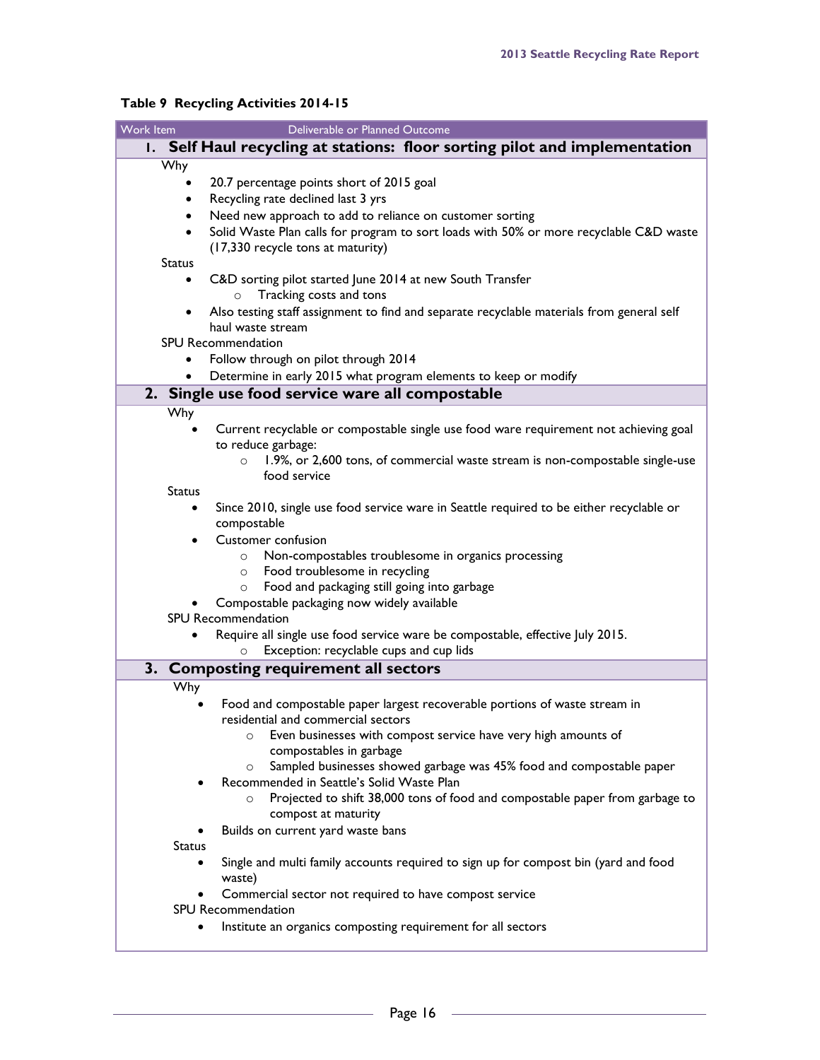**Table 9 Recycling Activities 2014-15**

| Work Item | Deliverable or Planned Outcome |
|---|---|

**1. Self Haul recycling at stations: floor sorting pilot and implementation**

Why

- 20.7 percentage points short of 2015 goal
- Recycling rate declined last 3 yrs
- Need new approach to add to reliance on customer sorting
- Solid Waste Plan calls for program to sort loads with 50% or more recyclable C&D waste (17,330 recycle tons at maturity)

Status

- C&D sorting pilot started June 2014 at new South Transfer
  - Tracking costs and tons
- Also testing staff assignment to find and separate recyclable materials from general self haul waste stream

SPU Recommendation

- Follow through on pilot through 2014
- Determine in early 2015 what program elements to keep or modify

**2. Single use food service ware all compostable**

Why

- Current recyclable or compostable single use food ware requirement not achieving goal to reduce garbage:
  - 1.9%, or 2,600 tons, of commercial waste stream is non-compostable single-use food service

Status

- Since 2010, single use food service ware in Seattle required to be either recyclable or compostable
- Customer confusion
  - Non-compostables troublesome in organics processing
  - Food troublesome in recycling
  - Food and packaging still going into garbage
- Compostable packaging now widely available

SPU Recommendation

- Require all single use food service ware be compostable, effective July 2015.
  - Exception: recyclable cups and cup lids

**3. Composting requirement all sectors**

Why

- Food and compostable paper largest recoverable portions of waste stream in residential and commercial sectors
  - Even businesses with compost service have very high amounts of compostables in garbage
  - Sampled businesses showed garbage was 45% food and compostable paper
- Recommended in Seattle's Solid Waste Plan
  - Projected to shift 38,000 tons of food and compostable paper from garbage to compost at maturity
- Builds on current yard waste bans

Status

- Single and multi family accounts required to sign up for compost bin (yard and food waste)
- Commercial sector not required to have compost service

SPU Recommendation

- Institute an organics composting requirement for all sectors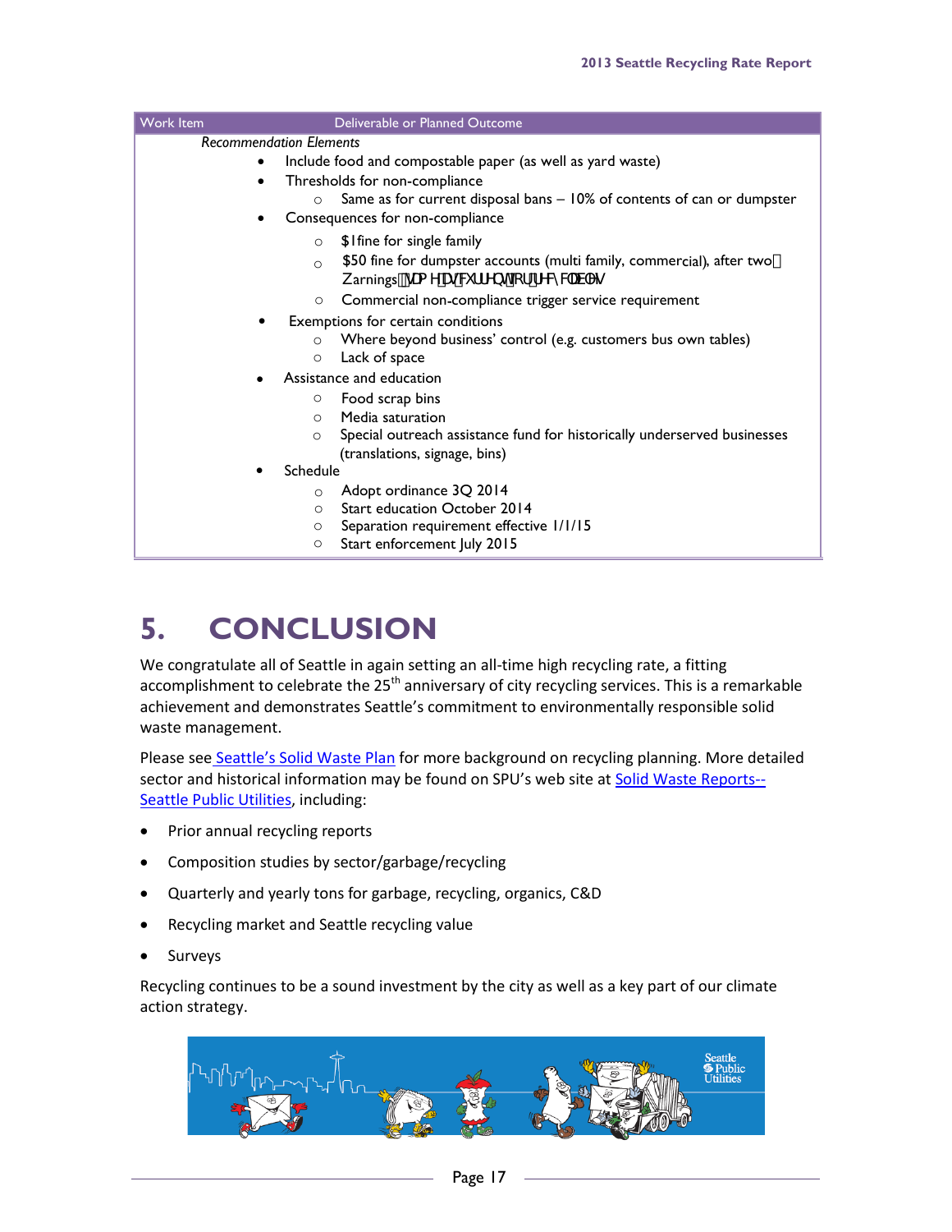| Work Item | Deliverable or Planned Outcome |
|---|---|
| | *Recommendation Elements*<br>• Include food and compostable paper (as well as yard waste)<br>• Thresholds for non-compliance<br>  ○ Same as for current disposal bans – 10% of contents of can or dumpster<br>• Consequences for non-compliance<br>  ○ $1fine for single family<br>  ○ $50 fine for dumpster accounts (multi family, commercial), after two warnings, same as current for recyclables<br>  ○ Commercial non-compliance trigger service requirement<br>• Exemptions for certain conditions<br>  ○ Where beyond business' control (e.g. customers bus own tables)<br>  ○ Lack of space<br>• Assistance and education<br>  ○ Food scrap bins<br>  ○ Media saturation<br>  ○ Special outreach assistance fund for historically underserved businesses (translations, signage, bins)<br>• Schedule<br>  ○ Adopt ordinance 3Q 2014<br>  ○ Start education October 2014<br>  ○ Separation requirement effective 1/1/15<br>  ○ Start enforcement July 2015 |

# 5. CONCLUSION

We congratulate all of Seattle in again setting an all-time high recycling rate, a fitting accomplishment to celebrate the 25th anniversary of city recycling services. This is a remarkable achievement and demonstrates Seattle's commitment to environmentally responsible solid waste management.

Please see Seattle's Solid Waste Plan for more background on recycling planning. More detailed sector and historical information may be found on SPU's web site at Solid Waste Reports--Seattle Public Utilities, including:

- Prior annual recycling reports
- Composition studies by sector/garbage/recycling
- Quarterly and yearly tons for garbage, recycling, organics, C&D
- Recycling market and Seattle recycling value
- Surveys

Recycling continues to be a sound investment by the city as well as a key part of our climate action strategy.